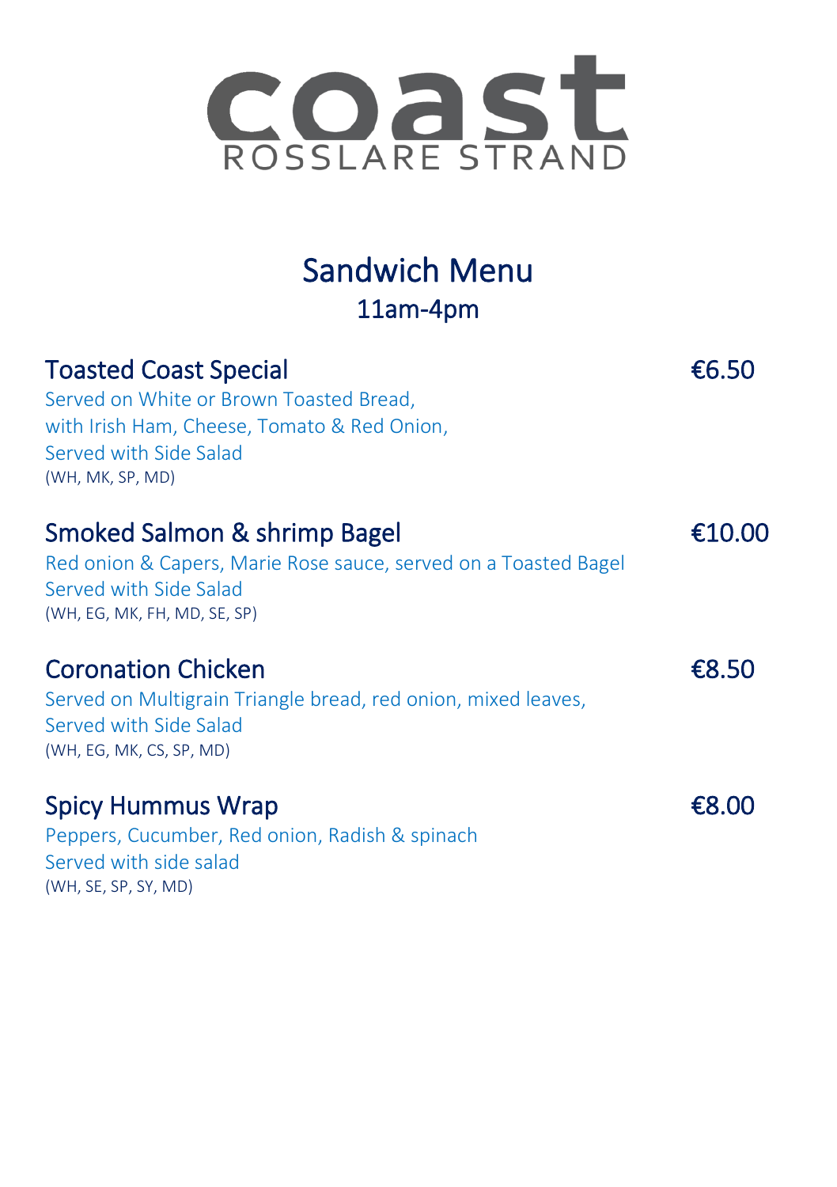# coast
ROSSLARE STRAND

## Sandwich Menu
11am-4pm

### Toasted Coast Special — €6.50

Served on White or Brown Toasted Bread,
with Irish Ham, Cheese, Tomato & Red Onion,
Served with Side Salad
(WH, MK, SP, MD)

### Smoked Salmon & shrimp Bagel — €10.00

Red onion & Capers, Marie Rose sauce, served on a Toasted Bagel
Served with Side Salad
(WH, EG, MK, FH, MD, SE, SP)

### Coronation Chicken — €8.50

Served on Multigrain Triangle bread, red onion, mixed leaves,
Served with Side Salad
(WH, EG, MK, CS, SP, MD)

### Spicy Hummus Wrap — €8.00

Peppers, Cucumber, Red onion, Radish & spinach
Served with side salad
(WH, SE, SP, SY, MD)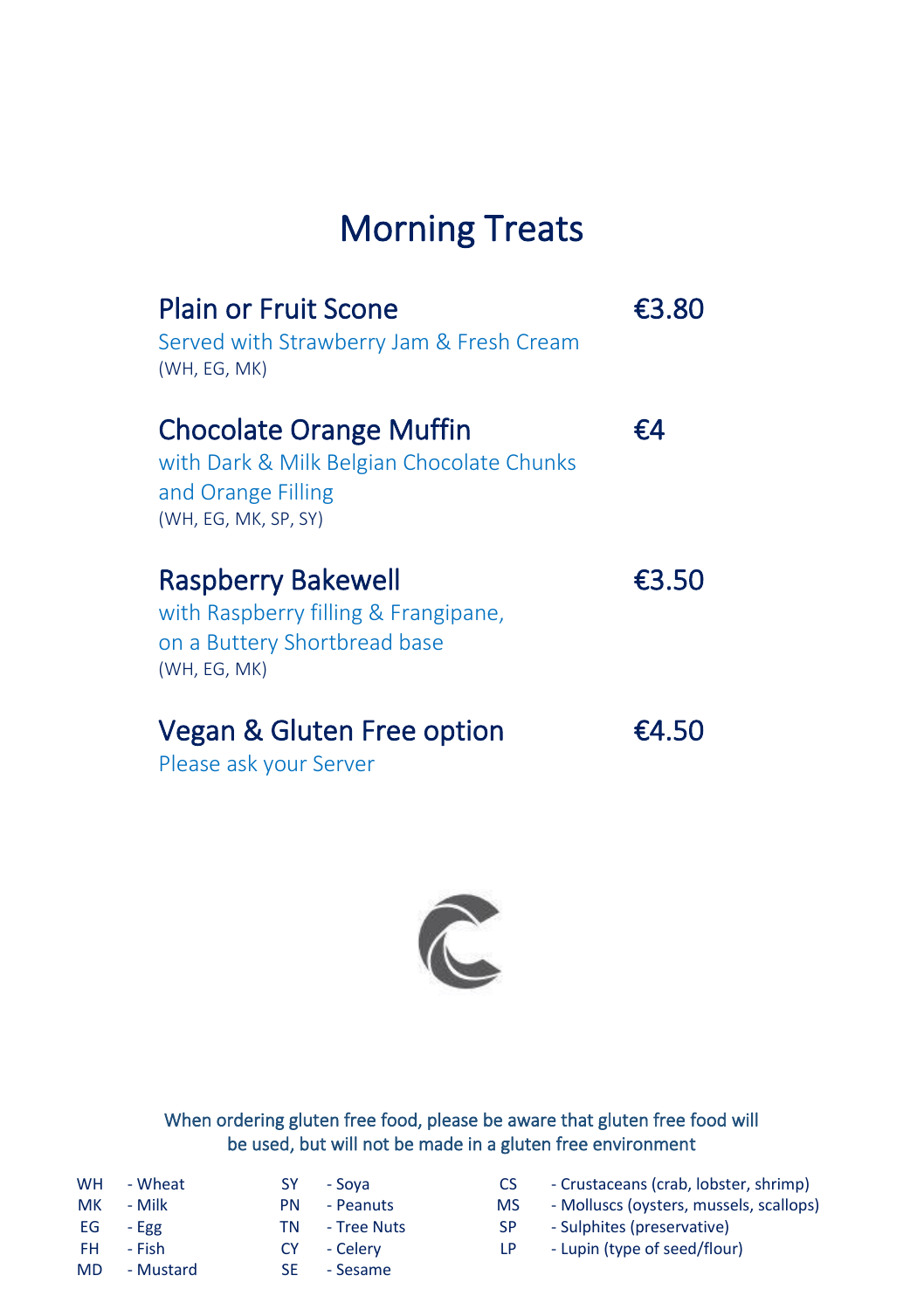# Morning Treats

## Plain or Fruit Scone — €3.80

Served with Strawberry Jam & Fresh Cream
(WH, EG, MK)

## Chocolate Orange Muffin — €4

with Dark & Milk Belgian Chocolate Chunks and Orange Filling
(WH, EG, MK, SP, SY)

## Raspberry Bakewell — €3.50

with Raspberry filling & Frangipane, on a Buttery Shortbread base
(WH, EG, MK)

## Vegan & Gluten Free option — €4.50

Please ask your Server

When ordering gluten free food, please be aware that gluten free food will be used, but will not be made in a gluten free environment

| | | | | | |
|---|---|---|---|---|---|
| WH | - Wheat | SY | - Soya | CS | - Crustaceans (crab, lobster, shrimp) |
| MK | - Milk | PN | - Peanuts | MS | - Molluscs (oysters, mussels, scallops) |
| EG | - Egg | TN | - Tree Nuts | SP | - Sulphites (preservative) |
| FH | - Fish | CY | - Celery | LP | - Lupin (type of seed/flour) |
| MD | - Mustard | SE | - Sesame | | |